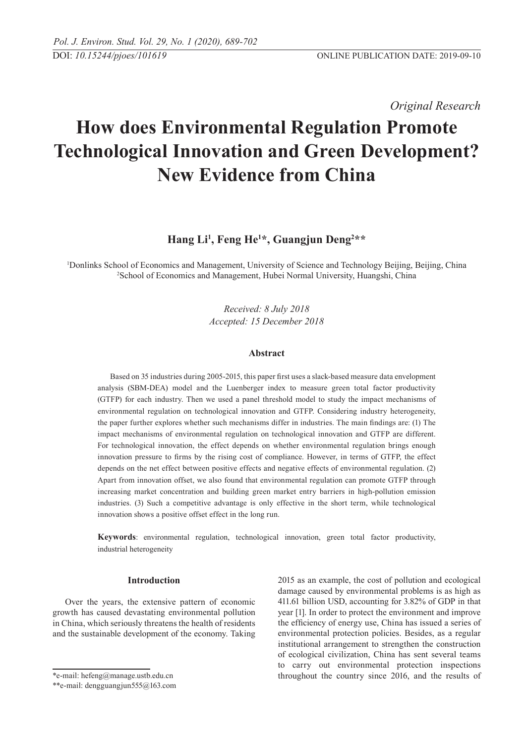*Original Research*

# How does Environmental Regulation Promote Technological Innovation and Green Development? New Evidence from China

**Hang Li[1], Feng He[1]*, Guangjun Deng[2]****

[1]Donlinks School of Economics and Management, University of Science and Technology Beijing, Beijing, China
[2]School of Economics and Management, Hubei Normal University, Huangshi, China

*Received: 8 July 2018*
*Accepted: 15 December 2018*

### Abstract

Based on 35 industries during 2005-2015, this paper first uses a slack-based measure data envelopment analysis (SBM-DEA) model and the Luenberger index to measure green total factor productivity (GTFP) for each industry. Then we used a panel threshold model to study the impact mechanisms of environmental regulation on technological innovation and GTFP. Considering industry heterogeneity, the paper further explores whether such mechanisms differ in industries. The main findings are: (1) The impact mechanisms of environmental regulation on technological innovation and GTFP are different. For technological innovation, the effect depends on whether environmental regulation brings enough innovation pressure to firms by the rising cost of compliance. However, in terms of GTFP, the effect depends on the net effect between positive effects and negative effects of environmental regulation. (2) Apart from innovation offset, we also found that environmental regulation can promote GTFP through increasing market concentration and building green market entry barriers in high-pollution emission industries. (3) Such a competitive advantage is only effective in the short term, while technological innovation shows a positive offset effect in the long run.

**Keywords**: environmental regulation, technological innovation, green total factor productivity, industrial heterogeneity

## Introduction

Over the years, the extensive pattern of economic growth has caused devastating environmental pollution in China, which seriously threatens the health of residents and the sustainable development of the economy. Taking 2015 as an example, the cost of pollution and ecological damage caused by environmental problems is as high as 411.61 billion USD, accounting for 3.82% of GDP in that year [1]. In order to protect the environment and improve the efficiency of energy use, China has issued a series of environmental protection policies. Besides, as a regular institutional arrangement to strengthen the construction of ecological civilization, China has sent several teams to carry out environmental protection inspections throughout the country since 2016, and the results of

*e-mail: hefeng@manage.ustb.edu.cn

**e-mail: dengguangjun555@163.com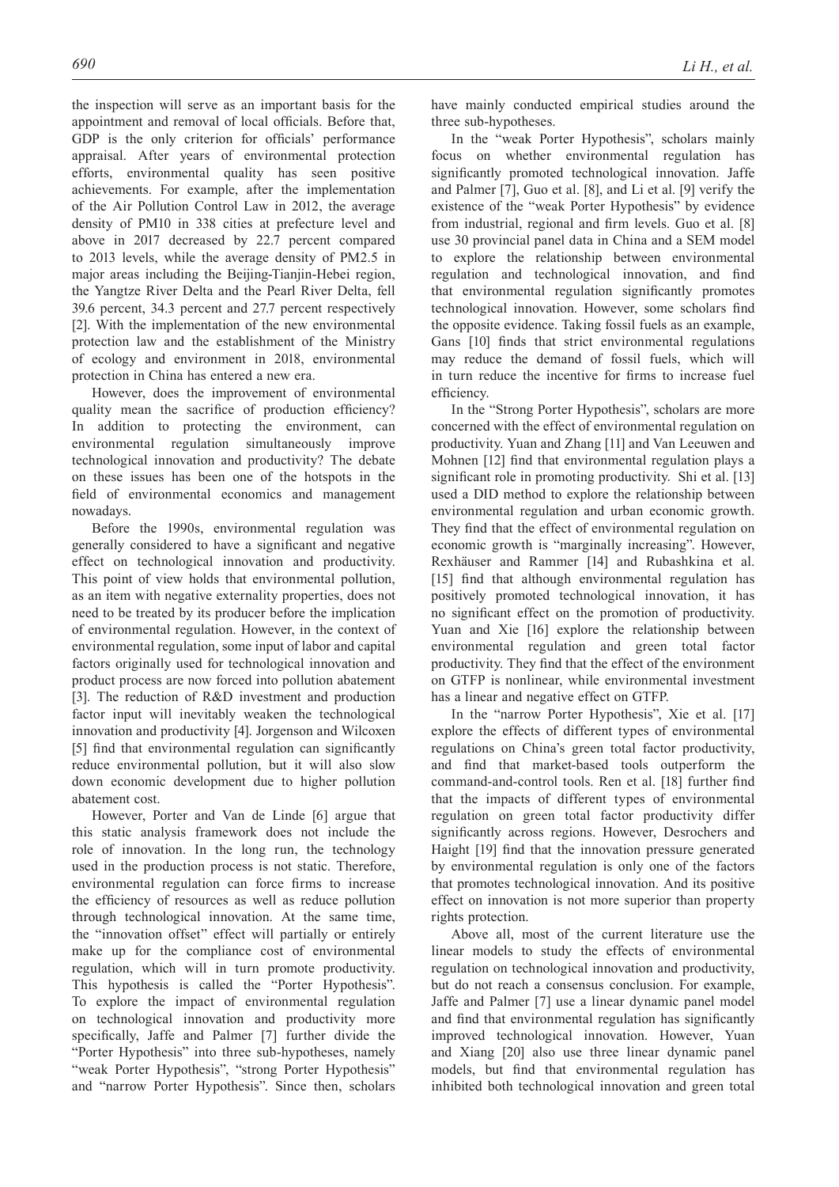the inspection will serve as an important basis for the appointment and removal of local officials. Before that, GDP is the only criterion for officials' performance appraisal. After years of environmental protection efforts, environmental quality has seen positive achievements. For example, after the implementation of the Air Pollution Control Law in 2012, the average density of PM10 in 338 cities at prefecture level and above in 2017 decreased by 22.7 percent compared to 2013 levels, while the average density of PM2.5 in major areas including the Beijing-Tianjin-Hebei region, the Yangtze River Delta and the Pearl River Delta, fell 39.6 percent, 34.3 percent and 27.7 percent respectively [2]. With the implementation of the new environmental protection law and the establishment of the Ministry of ecology and environment in 2018, environmental protection in China has entered a new era.

However, does the improvement of environmental quality mean the sacrifice of production efficiency? In addition to protecting the environment, can environmental regulation simultaneously improve technological innovation and productivity? The debate on these issues has been one of the hotspots in the field of environmental economics and management nowadays.

Before the 1990s, environmental regulation was generally considered to have a significant and negative effect on technological innovation and productivity. This point of view holds that environmental pollution, as an item with negative externality properties, does not need to be treated by its producer before the implication of environmental regulation. However, in the context of environmental regulation, some input of labor and capital factors originally used for technological innovation and product process are now forced into pollution abatement [3]. The reduction of R&D investment and production factor input will inevitably weaken the technological innovation and productivity [4]. Jorgenson and Wilcoxen [5] find that environmental regulation can significantly reduce environmental pollution, but it will also slow down economic development due to higher pollution abatement cost.

However, Porter and Van de Linde [6] argue that this static analysis framework does not include the role of innovation. In the long run, the technology used in the production process is not static. Therefore, environmental regulation can force firms to increase the efficiency of resources as well as reduce pollution through technological innovation. At the same time, the "innovation offset" effect will partially or entirely make up for the compliance cost of environmental regulation, which will in turn promote productivity. This hypothesis is called the "Porter Hypothesis". To explore the impact of environmental regulation on technological innovation and productivity more specifically, Jaffe and Palmer [7] further divide the "Porter Hypothesis" into three sub-hypotheses, namely "weak Porter Hypothesis", "strong Porter Hypothesis" and "narrow Porter Hypothesis". Since then, scholars have mainly conducted empirical studies around the three sub-hypotheses.

In the "weak Porter Hypothesis", scholars mainly focus on whether environmental regulation has significantly promoted technological innovation. Jaffe and Palmer [7], Guo et al. [8], and Li et al. [9] verify the existence of the "weak Porter Hypothesis" by evidence from industrial, regional and firm levels. Guo et al. [8] use 30 provincial panel data in China and a SEM model to explore the relationship between environmental regulation and technological innovation, and find that environmental regulation significantly promotes technological innovation. However, some scholars find the opposite evidence. Taking fossil fuels as an example, Gans [10] finds that strict environmental regulations may reduce the demand of fossil fuels, which will in turn reduce the incentive for firms to increase fuel efficiency.

In the "Strong Porter Hypothesis", scholars are more concerned with the effect of environmental regulation on productivity. Yuan and Zhang [11] and Van Leeuwen and Mohnen [12] find that environmental regulation plays a significant role in promoting productivity. Shi et al. [13] used a DID method to explore the relationship between environmental regulation and urban economic growth. They find that the effect of environmental regulation on economic growth is "marginally increasing". However, Rexhäuser and Rammer [14] and Rubashkina et al. [15] find that although environmental regulation has positively promoted technological innovation, it has no significant effect on the promotion of productivity. Yuan and Xie [16] explore the relationship between environmental regulation and green total factor productivity. They find that the effect of the environment on GTFP is nonlinear, while environmental investment has a linear and negative effect on GTFP.

In the "narrow Porter Hypothesis", Xie et al. [17] explore the effects of different types of environmental regulations on China's green total factor productivity, and find that market-based tools outperform the command-and-control tools. Ren et al. [18] further find that the impacts of different types of environmental regulation on green total factor productivity differ significantly across regions. However, Desrochers and Haight [19] find that the innovation pressure generated by environmental regulation is only one of the factors that promotes technological innovation. And its positive effect on innovation is not more superior than property rights protection.

Above all, most of the current literature use the linear models to study the effects of environmental regulation on technological innovation and productivity, but do not reach a consensus conclusion. For example, Jaffe and Palmer [7] use a linear dynamic panel model and find that environmental regulation has significantly improved technological innovation. However, Yuan and Xiang [20] also use three linear dynamic panel models, but find that environmental regulation has inhibited both technological innovation and green total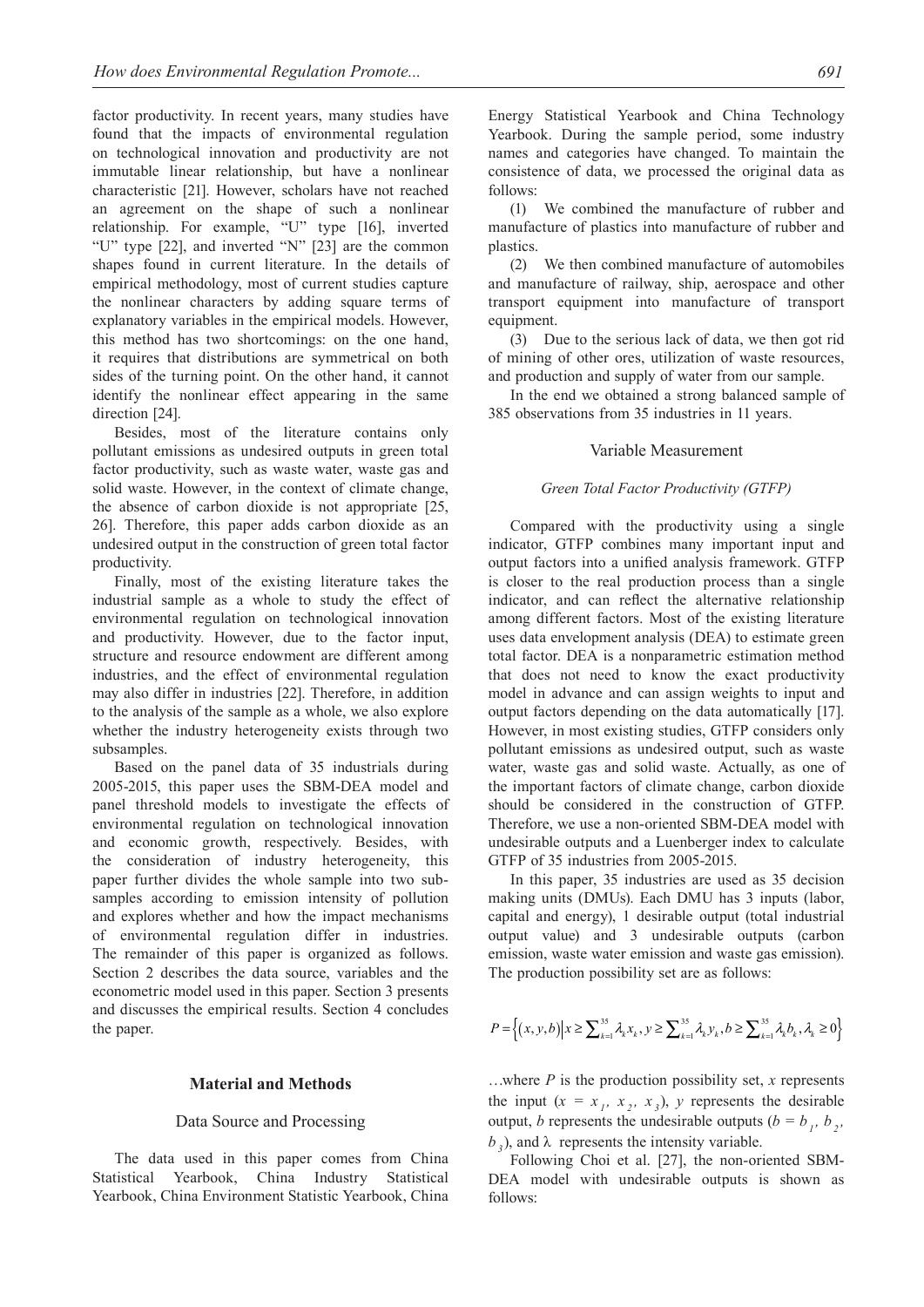factor productivity. In recent years, many studies have found that the impacts of environmental regulation on technological innovation and productivity are not immutable linear relationship, but have a nonlinear characteristic [21]. However, scholars have not reached an agreement on the shape of such a nonlinear relationship. For example, "U" type [16], inverted "U" type [22], and inverted "N" [23] are the common shapes found in current literature. In the details of empirical methodology, most of current studies capture the nonlinear characters by adding square terms of explanatory variables in the empirical models. However, this method has two shortcomings: on the one hand, it requires that distributions are symmetrical on both sides of the turning point. On the other hand, it cannot identify the nonlinear effect appearing in the same direction [24].

Besides, most of the literature contains only pollutant emissions as undesired outputs in green total factor productivity, such as waste water, waste gas and solid waste. However, in the context of climate change, the absence of carbon dioxide is not appropriate [25, 26]. Therefore, this paper adds carbon dioxide as an undesired output in the construction of green total factor productivity.

Finally, most of the existing literature takes the industrial sample as a whole to study the effect of environmental regulation on technological innovation and productivity. However, due to the factor input, structure and resource endowment are different among industries, and the effect of environmental regulation may also differ in industries [22]. Therefore, in addition to the analysis of the sample as a whole, we also explore whether the industry heterogeneity exists through two subsamples.

Based on the panel data of 35 industrials during 2005-2015, this paper uses the SBM-DEA model and panel threshold models to investigate the effects of environmental regulation on technological innovation and economic growth, respectively. Besides, with the consideration of industry heterogeneity, this paper further divides the whole sample into two sub-samples according to emission intensity of pollution and explores whether and how the impact mechanisms of environmental regulation differ in industries. The remainder of this paper is organized as follows. Section 2 describes the data source, variables and the econometric model used in this paper. Section 3 presents and discusses the empirical results. Section 4 concludes the paper.

## Material and Methods

### Data Source and Processing

The data used in this paper comes from China Statistical Yearbook, China Industry Statistical Yearbook, China Environment Statistic Yearbook, China Energy Statistical Yearbook and China Technology Yearbook. During the sample period, some industry names and categories have changed. To maintain the consistence of data, we processed the original data as follows:

(1) We combined the manufacture of rubber and manufacture of plastics into manufacture of rubber and plastics.

(2) We then combined manufacture of automobiles and manufacture of railway, ship, aerospace and other transport equipment into manufacture of transport equipment.

(3) Due to the serious lack of data, we then got rid of mining of other ores, utilization of waste resources, and production and supply of water from our sample.

In the end we obtained a strong balanced sample of 385 observations from 35 industries in 11 years.

### Variable Measurement

#### *Green Total Factor Productivity (GTFP)*

Compared with the productivity using a single indicator, GTFP combines many important input and output factors into a unified analysis framework. GTFP is closer to the real production process than a single indicator, and can reflect the alternative relationship among different factors. Most of the existing literature uses data envelopment analysis (DEA) to estimate green total factor. DEA is a nonparametric estimation method that does not need to know the exact productivity model in advance and can assign weights to input and output factors depending on the data automatically [17]. However, in most existing studies, GTFP considers only pollutant emissions as undesired output, such as waste water, waste gas and solid waste. Actually, as one of the important factors of climate change, carbon dioxide should be considered in the construction of GTFP. Therefore, we use a non-oriented SBM-DEA model with undesirable outputs and a Luenberger index to calculate GTFP of 35 industries from 2005-2015.

In this paper, 35 industries are used as 35 decision making units (DMUs). Each DMU has 3 inputs (labor, capital and energy), 1 desirable output (total industrial output value) and 3 undesirable outputs (carbon emission, waste water emission and waste gas emission). The production possibility set are as follows:

$$P=\left\{(x,y,b)\middle| x\geq\sum_{k=1}^{35}\lambda_k x_k, y\geq\sum_{k=1}^{35}\lambda_k y_k, b\geq\sum_{k=1}^{35}\lambda_k b_k, \lambda_k\geq 0\right\}$$

…where $P$ is the production possibility set, $x$ represents the input ($x = x_1, x_2, x_3$), $y$ represents the desirable output, $b$ represents the undesirable outputs ($b = b_1, b_2, b_3$), and $\lambda$ represents the intensity variable.

Following Choi et al. [27], the non-oriented SBM-DEA model with undesirable outputs is shown as follows: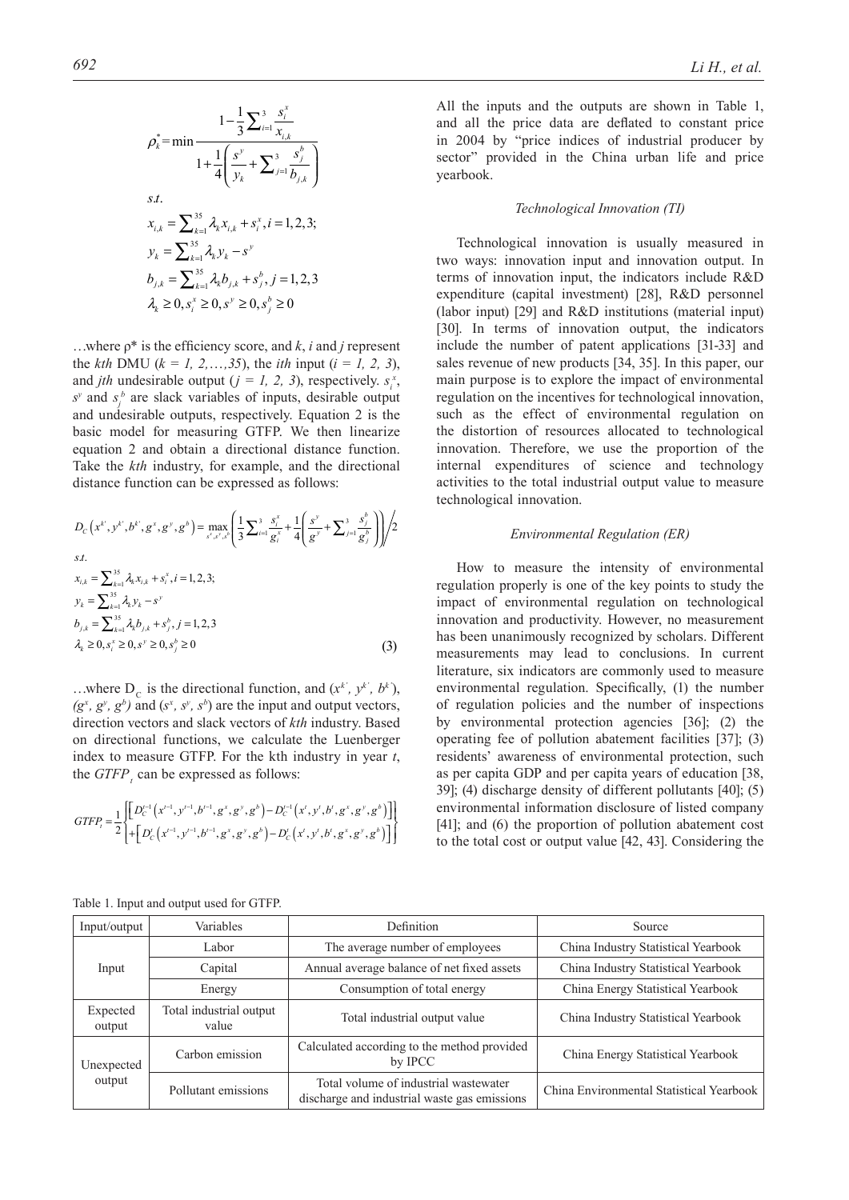$$\rho_k^* = \min \frac{1 - \frac{1}{3}\sum_{i=1}^{3} \frac{s_i^x}{x_{i,k}}}{1 + \frac{1}{4}\left(\frac{s^y}{y_k} + \sum_{j=1}^{3} \frac{s_j^b}{b_{j,k}}\right)}$$

$$s.t.$$

$$x_{i,k} = \sum_{k=1}^{35} \lambda_k x_{i,k} + s_i^x, i = 1,2,3;$$

$$y_k = \sum_{k=1}^{35} \lambda_k y_k - s^y$$

$$b_{j,k} = \sum_{k=1}^{35} \lambda_k b_{j,k} + s_j^b, j = 1,2,3$$

$$\lambda_k \geq 0, s_i^x \geq 0, s^y \geq 0, s_j^b \geq 0$$

…where ρ* is the efficiency score, and *k*, *i* and *j* represent the *kth* DMU ($k = 1, 2, \ldots, 35$), the *ith* input ($i = 1, 2, 3$), and *jth* undesirable output ($j = 1, 2, 3$), respectively. $s_i^x$, $s^y$ and $s_j^b$ are slack variables of inputs, desirable output and undesirable outputs, respectively. Equation 2 is the basic model for measuring GTFP. We then linearize equation 2 and obtain a directional distance function. Take the *kth* industry, for example, and the directional distance function can be expressed as follows:

$$D_C\left(x^{k'}, y^{k'}, b^{k'}, g^x, g^y, g^b\right) = \max_{s^x, s^y, s^b} \left( \frac{1}{3}\sum_{i=1}^{3} \frac{s_i^x}{g_i^x} + \frac{1}{4}\left( \frac{s^y}{g^y} + \sum_{j=1}^{3} \frac{s_j^b}{g_j^b} \right) \right) \Big/ 2$$

$$s.t.$$

$$x_{i,k} = \sum_{k=1}^{35} \lambda_k x_{i,k} + s_i^x, i = 1,2,3;$$

$$y_k = \sum_{k=1}^{35} \lambda_k y_k - s^y$$

$$b_{j,k} = \sum_{k=1}^{35} \lambda_k b_{j,k} + s_j^b, j = 1,2,3$$

$$\lambda_k \geq 0, s_i^x \geq 0, s^y \geq 0, s_j^b \geq 0 \tag{3}$$

…where $D_C$ is the directional function, and ($x^{k'}, y^{k'}, b^{k'}$), ($g^x, g^y, g^b$) and ($s^x, s^y, s^b$) are the input and output vectors, direction vectors and slack vectors of *kth* industry. Based on directional functions, we calculate the Luenberger index to measure GTFP. For the kth industry in year *t*, the $GTFP_t$ can be expressed as follows:

$$GTFP_t = \frac{1}{2}\left\{ \begin{array}{l} \left[ D_C^{t-1}\left(x^{t-1}, y^{t-1}, b^{t-1}, g^x, g^y, g^b\right) - D_C^{t-1}\left(x^t, y^t, b^t, g^x, g^y, g^b\right) \right] \\ + \left[ D_C^t\left(x^{t-1}, y^{t-1}, b^{t-1}, g^x, g^y, g^b\right) - D_C^t\left(x^t, y^t, b^t, g^x, g^y, g^b\right) \right] \end{array} \right\}$$

All the inputs and the outputs are shown in Table 1, and all the price data are deflated to constant price in 2004 by "price indices of industrial producer by sector" provided in the China urban life and price yearbook.

### *Technological Innovation (TI)*

Technological innovation is usually measured in two ways: innovation input and innovation output. In terms of innovation input, the indicators include R&D expenditure (capital investment) [28], R&D personnel (labor input) [29] and R&D institutions (material input) [30]. In terms of innovation output, the indicators include the number of patent applications [31-33] and sales revenue of new products [34, 35]. In this paper, our main purpose is to explore the impact of environmental regulation on the incentives for technological innovation, such as the effect of environmental regulation on the distortion of resources allocated to technological innovation. Therefore, we use the proportion of the internal expenditures of science and technology activities to the total industrial output value to measure technological innovation.

### *Environmental Regulation (ER)*

How to measure the intensity of environmental regulation properly is one of the key points to study the impact of environmental regulation on technological innovation and productivity. However, no measurement has been unanimously recognized by scholars. Different measurements may lead to conclusions. In current literature, six indicators are commonly used to measure environmental regulation. Specifically, (1) the number of regulation policies and the number of inspections by environmental protection agencies [36]; (2) the operating fee of pollution abatement facilities [37]; (3) residents' awareness of environmental protection, such as per capita GDP and per capita years of education [38, 39]; (4) discharge density of different pollutants [40]; (5) environmental information disclosure of listed company [41]; and (6) the proportion of pollution abatement cost to the total cost or output value [42, 43]. Considering the

Table 1. Input and output used for GTFP.

| Input/output | Variables | Definition | Source |
|---|---|---|---|
| Input | Labor | The average number of employees | China Industry Statistical Yearbook |
| | Capital | Annual average balance of net fixed assets | China Industry Statistical Yearbook |
| | Energy | Consumption of total energy | China Energy Statistical Yearbook |
| Expected output | Total industrial output value | Total industrial output value | China Industry Statistical Yearbook |
| Unexpected output | Carbon emission | Calculated according to the method provided by IPCC | China Energy Statistical Yearbook |
| | Pollutant emissions | Total volume of industrial wastewater discharge and industrial waste gas emissions | China Environmental Statistical Yearbook |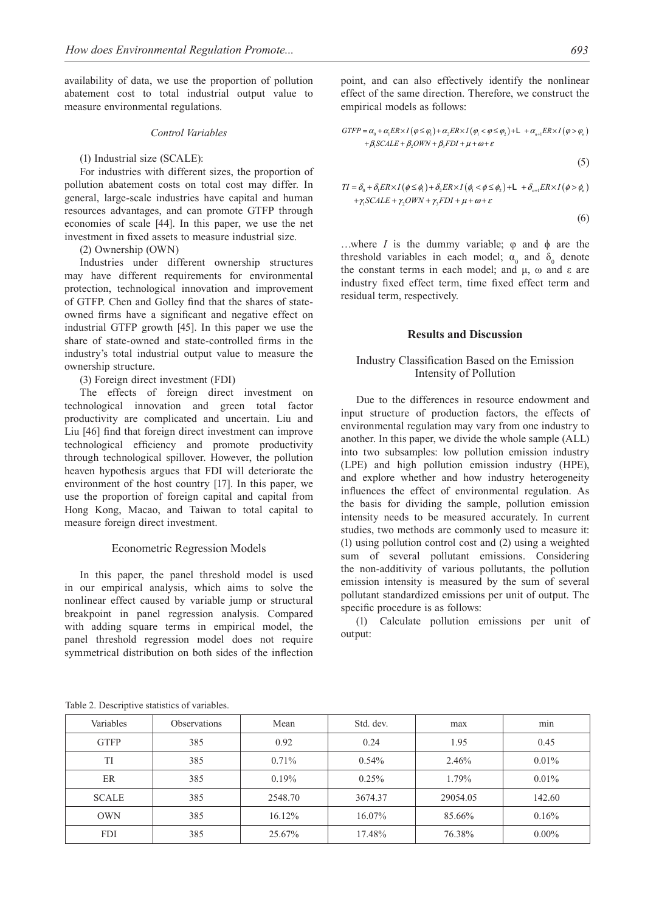availability of data, we use the proportion of pollution abatement cost to total industrial output value to measure environmental regulations.

### *Control Variables*

(1) Industrial size (SCALE):

For industries with different sizes, the proportion of pollution abatement costs on total cost may differ. In general, large-scale industries have capital and human resources advantages, and can promote GTFP through economies of scale [44]. In this paper, we use the net investment in fixed assets to measure industrial size.

(2) Ownership (OWN)

Industries under different ownership structures may have different requirements for environmental protection, technological innovation and improvement of GTFP. Chen and Golley find that the shares of state-owned firms have a significant and negative effect on industrial GTFP growth [45]. In this paper we use the share of state-owned and state-controlled firms in the industry's total industrial output value to measure the ownership structure.

(3) Foreign direct investment (FDI)

The effects of foreign direct investment on technological innovation and green total factor productivity are complicated and uncertain. Liu and Liu [46] find that foreign direct investment can improve technological efficiency and promote productivity through technological spillover. However, the pollution heaven hypothesis argues that FDI will deteriorate the environment of the host country [17]. In this paper, we use the proportion of foreign capital and capital from Hong Kong, Macao, and Taiwan to total capital to measure foreign direct investment.

## Econometric Regression Models

In this paper, the panel threshold model is used in our empirical analysis, which aims to solve the nonlinear effect caused by variable jump or structural breakpoint in panel regression analysis. Compared with adding square terms in empirical model, the panel threshold regression model does not require symmetrical distribution on both sides of the inflection point, and can also effectively identify the nonlinear effect of the same direction. Therefore, we construct the empirical models as follows:

$$GTFP = \alpha_0 + \alpha_1 ER \times I(\varphi \le \varphi_1) + \alpha_2 ER \times I(\varphi_1 < \varphi \le \varphi_2) + \ldots + \alpha_{n+1} ER \times I(\varphi > \varphi_n) + \beta_1 SCALE + \beta_2 OWN + \beta_3 FDI + \mu + \omega + \varepsilon \tag{5}$$

$$TI = \delta_0 + \delta_1 ER \times I(\phi \le \phi_1) + \delta_2 ER \times I(\phi_1 < \phi \le \phi_2) + \ldots + \delta_{n+1} ER \times I(\phi > \phi_n) + \gamma_1 SCALE + \gamma_2 OWN + \gamma_3 FDI + \mu + \omega + \varepsilon \tag{6}$$

…where $I$ is the dummy variable; $\varphi$ and $\phi$ are the threshold variables in each model; $\alpha_0$ and $\delta_0$ denote the constant terms in each model; and $\mu$, $\omega$ and $\varepsilon$ are industry fixed effect term, time fixed effect term and residual term, respectively.

## Results and Discussion

### Industry Classification Based on the Emission Intensity of Pollution

Due to the differences in resource endowment and input structure of production factors, the effects of environmental regulation may vary from one industry to another. In this paper, we divide the whole sample (ALL) into two subsamples: low pollution emission industry (LPE) and high pollution emission industry (HPE), and explore whether and how industry heterogeneity influences the effect of environmental regulation. As the basis for dividing the sample, pollution emission intensity needs to be measured accurately. In current studies, two methods are commonly used to measure it: (1) using pollution control cost and (2) using a weighted sum of several pollutant emissions. Considering the non-additivity of various pollutants, the pollution emission intensity is measured by the sum of several pollutant standardized emissions per unit of output. The specific procedure is as follows:

(1) Calculate pollution emissions per unit of output:

Table 2. Descriptive statistics of variables.

| Variables | Observations | Mean | Std. dev. | max | min |
|---|---|---|---|---|---|
| GTFP | 385 | 0.92 | 0.24 | 1.95 | 0.45 |
| TI | 385 | 0.71% | 0.54% | 2.46% | 0.01% |
| ER | 385 | 0.19% | 0.25% | 1.79% | 0.01% |
| SCALE | 385 | 2548.70 | 3674.37 | 29054.05 | 142.60 |
| OWN | 385 | 16.12% | 16.07% | 85.66% | 0.16% |
| FDI | 385 | 25.67% | 17.48% | 76.38% | 0.00% |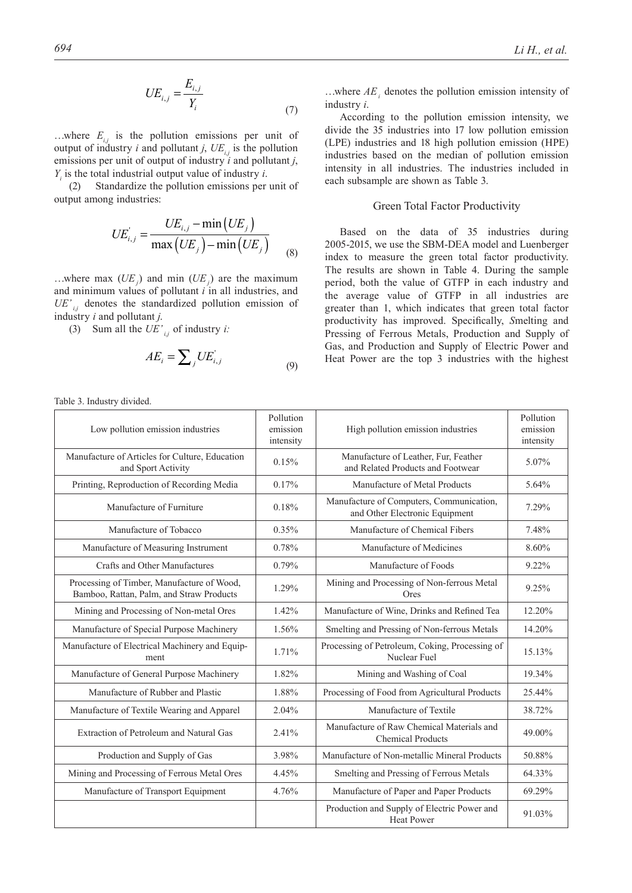$$UE_{i,j} = \frac{E_{i,j}}{Y_i} \tag{7}$$

…where $E_{i,j}$ is the pollution emissions per unit of output of industry $i$ and pollutant $j$, $UE_{i,j}$ is the pollution emissions per unit of output of industry $i$ and pollutant $j$, $Y_i$ is the total industrial output value of industry $i$.

(2) Standardize the pollution emissions per unit of output among industries:

$$UE^{'}_{i,j} = \frac{UE_{i,j} - \min(UE_j)}{\max(UE_j) - \min(UE_j)} \tag{8}$$

…where max $(UE_j)$ and min $(UE_j)$ are the maximum and minimum values of pollutant $i$ in all industries, and $UE'_{i,j}$ denotes the standardized pollution emission of industry $i$ and pollutant $j$.

(3) Sum all the $UE'_{i,j}$ of industry $i$:

$$AE_i = \sum_j UE^{'}_{i,j} \tag{9}$$

…where $AE_i$ denotes the pollution emission intensity of industry $i$.

According to the pollution emission intensity, we divide the 35 industries into 17 low pollution emission (LPE) industries and 18 high pollution emission (HPE) industries based on the median of pollution emission intensity in all industries. The industries included in each subsample are shown as Table 3.

### Green Total Factor Productivity

Based on the data of 35 industries during 2005-2015, we use the SBM-DEA model and Luenberger index to measure the green total factor productivity. The results are shown in Table 4. During the sample period, both the value of GTFP in each industry and the average value of GTFP in all industries are greater than 1, which indicates that green total factor productivity has improved. Specifically, Smelting and Pressing of Ferrous Metals, Production and Supply of Gas, and Production and Supply of Electric Power and Heat Power are the top 3 industries with the highest

Table 3. Industry divided.

| Low pollution emission industries | Pollution emission intensity | High pollution emission industries | Pollution emission intensity |
|---|---|---|---|
| Manufacture of Articles for Culture, Education and Sport Activity | 0.15% | Manufacture of Leather, Fur, Feather and Related Products and Footwear | 5.07% |
| Printing, Reproduction of Recording Media | 0.17% | Manufacture of Metal Products | 5.64% |
| Manufacture of Furniture | 0.18% | Manufacture of Computers, Communication, and Other Electronic Equipment | 7.29% |
| Manufacture of Tobacco | 0.35% | Manufacture of Chemical Fibers | 7.48% |
| Manufacture of Measuring Instrument | 0.78% | Manufacture of Medicines | 8.60% |
| Crafts and Other Manufactures | 0.79% | Manufacture of Foods | 9.22% |
| Processing of Timber, Manufacture of Wood, Bamboo, Rattan, Palm, and Straw Products | 1.29% | Mining and Processing of Non-ferrous Metal Ores | 9.25% |
| Mining and Processing of Non-metal Ores | 1.42% | Manufacture of Wine, Drinks and Refined Tea | 12.20% |
| Manufacture of Special Purpose Machinery | 1.56% | Smelting and Pressing of Non-ferrous Metals | 14.20% |
| Manufacture of Electrical Machinery and Equipment | 1.71% | Processing of Petroleum, Coking, Processing of Nuclear Fuel | 15.13% |
| Manufacture of General Purpose Machinery | 1.82% | Mining and Washing of Coal | 19.34% |
| Manufacture of Rubber and Plastic | 1.88% | Processing of Food from Agricultural Products | 25.44% |
| Manufacture of Textile Wearing and Apparel | 2.04% | Manufacture of Textile | 38.72% |
| Extraction of Petroleum and Natural Gas | 2.41% | Manufacture of Raw Chemical Materials and Chemical Products | 49.00% |
| Production and Supply of Gas | 3.98% | Manufacture of Non-metallic Mineral Products | 50.88% |
| Mining and Processing of Ferrous Metal Ores | 4.45% | Smelting and Pressing of Ferrous Metals | 64.33% |
| Manufacture of Transport Equipment | 4.76% | Manufacture of Paper and Paper Products | 69.29% |
| | | Production and Supply of Electric Power and Heat Power | 91.03% |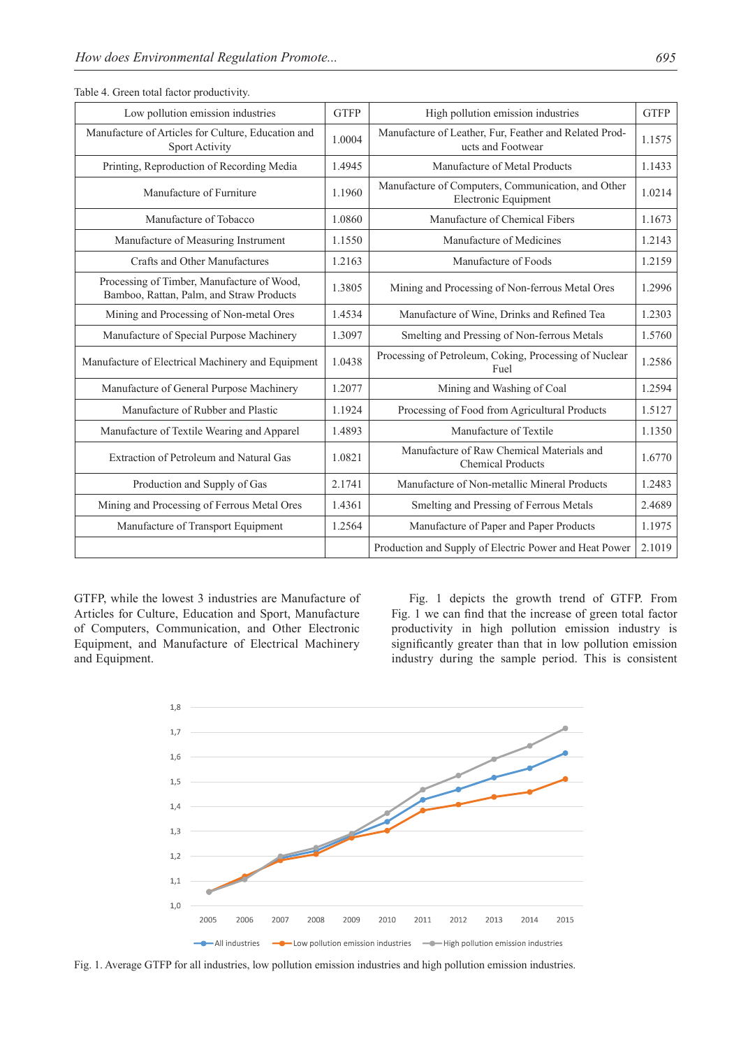Table 4. Green total factor productivity.

| Low pollution emission industries | GTFP | High pollution emission industries | GTFP |
|---|---|---|---|
| Manufacture of Articles for Culture, Education and Sport Activity | 1.0004 | Manufacture of Leather, Fur, Feather and Related Products and Footwear | 1.1575 |
| Printing, Reproduction of Recording Media | 1.4945 | Manufacture of Metal Products | 1.1433 |
| Manufacture of Furniture | 1.1960 | Manufacture of Computers, Communication, and Other Electronic Equipment | 1.0214 |
| Manufacture of Tobacco | 1.0860 | Manufacture of Chemical Fibers | 1.1673 |
| Manufacture of Measuring Instrument | 1.1550 | Manufacture of Medicines | 1.2143 |
| Crafts and Other Manufactures | 1.2163 | Manufacture of Foods | 1.2159 |
| Processing of Timber, Manufacture of Wood, Bamboo, Rattan, Palm, and Straw Products | 1.3805 | Mining and Processing of Non-ferrous Metal Ores | 1.2996 |
| Mining and Processing of Non-metal Ores | 1.4534 | Manufacture of Wine, Drinks and Refined Tea | 1.2303 |
| Manufacture of Special Purpose Machinery | 1.3097 | Smelting and Pressing of Non-ferrous Metals | 1.5760 |
| Manufacture of Electrical Machinery and Equipment | 1.0438 | Processing of Petroleum, Coking, Processing of Nuclear Fuel | 1.2586 |
| Manufacture of General Purpose Machinery | 1.2077 | Mining and Washing of Coal | 1.2594 |
| Manufacture of Rubber and Plastic | 1.1924 | Processing of Food from Agricultural Products | 1.5127 |
| Manufacture of Textile Wearing and Apparel | 1.4893 | Manufacture of Textile | 1.1350 |
| Extraction of Petroleum and Natural Gas | 1.0821 | Manufacture of Raw Chemical Materials and Chemical Products | 1.6770 |
| Production and Supply of Gas | 2.1741 | Manufacture of Non-metallic Mineral Products | 1.2483 |
| Mining and Processing of Ferrous Metal Ores | 1.4361 | Smelting and Pressing of Ferrous Metals | 2.4689 |
| Manufacture of Transport Equipment | 1.2564 | Manufacture of Paper and Paper Products | 1.1975 |
| | | Production and Supply of Electric Power and Heat Power | 2.1019 |

GTFP, while the lowest 3 industries are Manufacture of Articles for Culture, Education and Sport, Manufacture of Computers, Communication, and Other Electronic Equipment, and Manufacture of Electrical Machinery and Equipment.

Fig. 1 depicts the growth trend of GTFP. From Fig. 1 we can find that the increase of green total factor productivity in high pollution emission industry is significantly greater than that in low pollution emission industry during the sample period. This is consistent

Fig. 1. Average GTFP for all industries, low pollution emission industries and high pollution emission industries.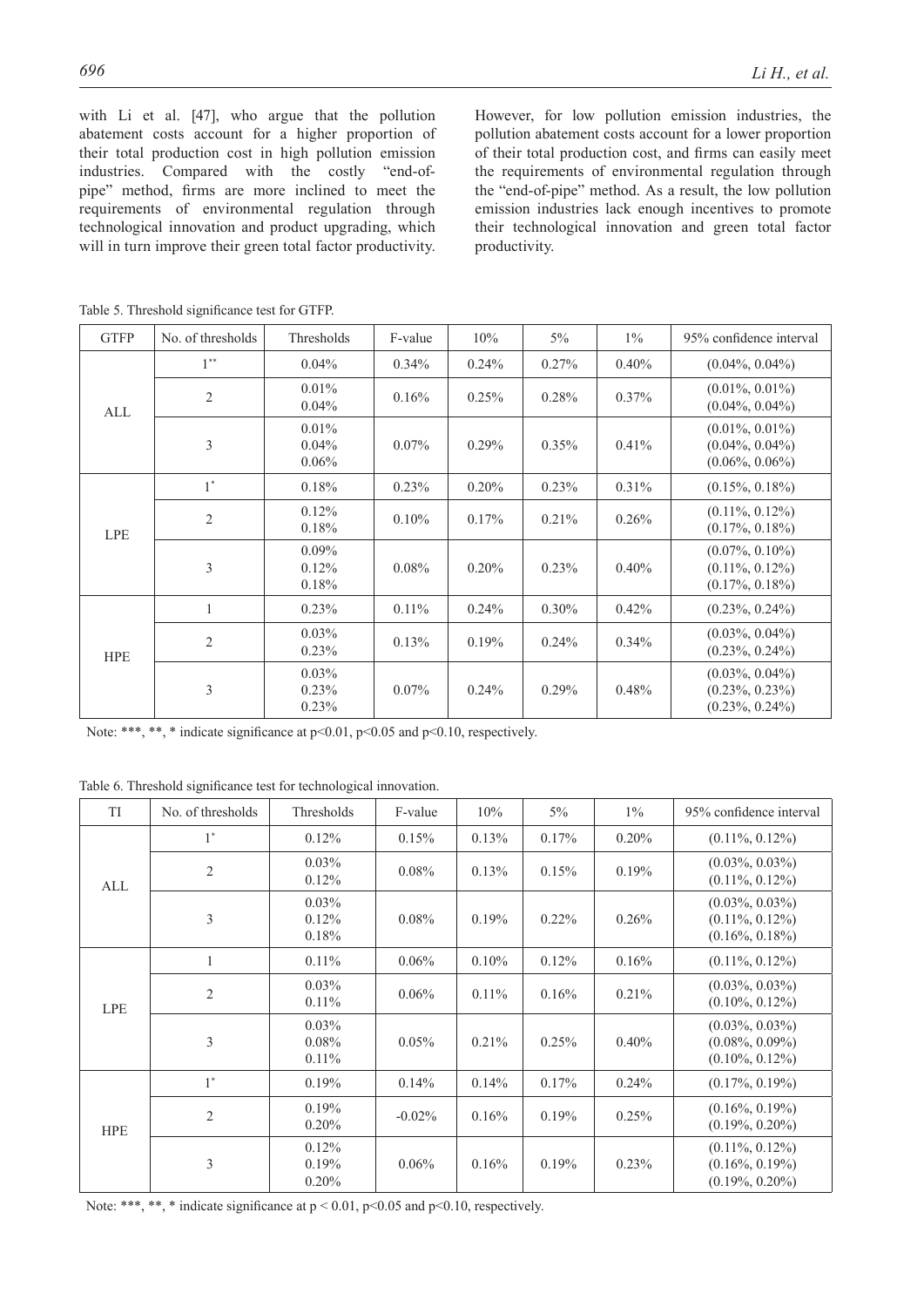with Li et al. [47], who argue that the pollution abatement costs account for a higher proportion of their total production cost in high pollution emission industries. Compared with the costly "end-of-pipe" method, firms are more inclined to meet the requirements of environmental regulation through technological innovation and product upgrading, which will in turn improve their green total factor productivity. However, for low pollution emission industries, the pollution abatement costs account for a lower proportion of their total production cost, and firms can easily meet the requirements of environmental regulation through the "end-of-pipe" method. As a result, the low pollution emission industries lack enough incentives to promote their technological innovation and green total factor productivity.

Table 5. Threshold significance test for GTFP.

| GTFP | No. of thresholds | Thresholds | F-value | 10% | 5% | 1% | 95% confidence interval |
|---|---|---|---|---|---|---|---|
| ALL | 1** | 0.04% | 0.34% | 0.24% | 0.27% | 0.40% | (0.04%, 0.04%) |
| | 2 | 0.01%<br>0.04% | 0.16% | 0.25% | 0.28% | 0.37% | (0.01%, 0.01%)<br>(0.04%, 0.04%) |
| | 3 | 0.01%<br>0.04%<br>0.06% | 0.07% | 0.29% | 0.35% | 0.41% | (0.01%, 0.01%)<br>(0.04%, 0.04%)<br>(0.06%, 0.06%) |
| LPE | 1* | 0.18% | 0.23% | 0.20% | 0.23% | 0.31% | (0.15%, 0.18%) |
| | 2 | 0.12%<br>0.18% | 0.10% | 0.17% | 0.21% | 0.26% | (0.11%, 0.12%)<br>(0.17%, 0.18%) |
| | 3 | 0.09%<br>0.12%<br>0.18% | 0.08% | 0.20% | 0.23% | 0.40% | (0.07%, 0.10%)<br>(0.11%, 0.12%)<br>(0.17%, 0.18%) |
| HPE | 1 | 0.23% | 0.11% | 0.24% | 0.30% | 0.42% | (0.23%, 0.24%) |
| | 2 | 0.03%<br>0.23% | 0.13% | 0.19% | 0.24% | 0.34% | (0.03%, 0.04%)<br>(0.23%, 0.24%) |
| | 3 | 0.03%<br>0.23%<br>0.23% | 0.07% | 0.24% | 0.29% | 0.48% | (0.03%, 0.04%)<br>(0.23%, 0.23%)<br>(0.23%, 0.24%) |

Note: ***, **, * indicate significance at $p<0.01$, $p<0.05$ and $p<0.10$, respectively.

Table 6. Threshold significance test for technological innovation.

| TI | No. of thresholds | Thresholds | F-value | 10% | 5% | 1% | 95% confidence interval |
|---|---|---|---|---|---|---|---|
| ALL | 1* | 0.12% | 0.15% | 0.13% | 0.17% | 0.20% | (0.11%, 0.12%) |
| | 2 | 0.03%<br>0.12% | 0.08% | 0.13% | 0.15% | 0.19% | (0.03%, 0.03%)<br>(0.11%, 0.12%) |
| | 3 | 0.03%<br>0.12%<br>0.18% | 0.08% | 0.19% | 0.22% | 0.26% | (0.03%, 0.03%)<br>(0.11%, 0.12%)<br>(0.16%, 0.18%) |
| LPE | 1 | 0.11% | 0.06% | 0.10% | 0.12% | 0.16% | (0.11%, 0.12%) |
| | 2 | 0.03%<br>0.11% | 0.06% | 0.11% | 0.16% | 0.21% | (0.03%, 0.03%)<br>(0.10%, 0.12%) |
| | 3 | 0.03%<br>0.08%<br>0.11% | 0.05% | 0.21% | 0.25% | 0.40% | (0.03%, 0.03%)<br>(0.08%, 0.09%)<br>(0.10%, 0.12%) |
| HPE | 1* | 0.19% | 0.14% | 0.14% | 0.17% | 0.24% | (0.17%, 0.19%) |
| | 2 | 0.19%<br>0.20% | -0.02% | 0.16% | 0.19% | 0.25% | (0.16%, 0.19%)<br>(0.19%, 0.20%) |
| | 3 | 0.12%<br>0.19%<br>0.20% | 0.06% | 0.16% | 0.19% | 0.23% | (0.11%, 0.12%)<br>(0.16%, 0.19%)<br>(0.19%, 0.20%) |

Note: ***, **, * indicate significance at $p < 0.01$, $p<0.05$ and $p<0.10$, respectively.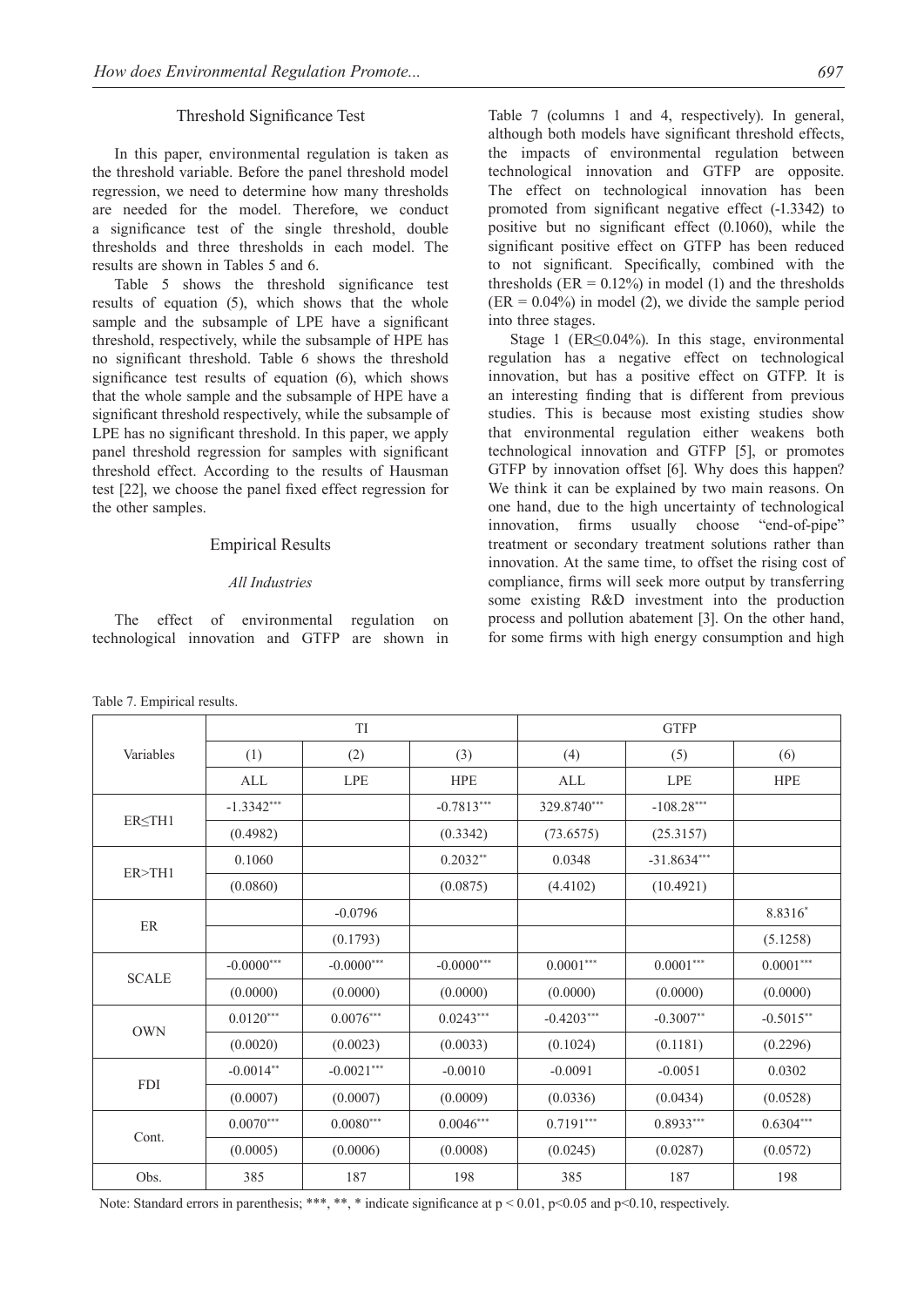### Threshold Significance Test

In this paper, environmental regulation is taken as the threshold variable. Before the panel threshold model regression, we need to determine how many thresholds are needed for the model. Therefore, we conduct a significance test of the single threshold, double thresholds and three thresholds in each model. The results are shown in Tables 5 and 6.

Table 5 shows the threshold significance test results of equation (5), which shows that the whole sample and the subsample of LPE have a significant threshold, respectively, while the subsample of HPE has no significant threshold. Table 6 shows the threshold significance test results of equation (6), which shows that the whole sample and the subsample of HPE have a significant threshold respectively, while the subsample of LPE has no significant threshold. In this paper, we apply panel threshold regression for samples with significant threshold effect. According to the results of Hausman test [22], we choose the panel fixed effect regression for the other samples.

## Empirical Results

### *All Industries*

The effect of environmental regulation on technological innovation and GTFP are shown in Table 7 (columns 1 and 4, respectively). In general, although both models have significant threshold effects, the impacts of environmental regulation between technological innovation and GTFP are opposite. The effect on technological innovation has been promoted from significant negative effect (-1.3342) to positive but no significant effect (0.1060), while the significant positive effect on GTFP has been reduced to not significant. Specifically, combined with the thresholds (ER = 0.12%) in model (1) and the thresholds (ER = 0.04%) in model (2), we divide the sample period into three stages.

Stage 1 (ER≤0.04%). In this stage, environmental regulation has a negative effect on technological innovation, but has a positive effect on GTFP. It is an interesting finding that is different from previous studies. This is because most existing studies show that environmental regulation either weakens both technological innovation and GTFP [5], or promotes GTFP by innovation offset [6]. Why does this happen? We think it can be explained by two main reasons. On one hand, due to the high uncertainty of technological innovation, firms usually choose "end-of-pipe" treatment or secondary treatment solutions rather than innovation. At the same time, to offset the rising cost of compliance, firms will seek more output by transferring some existing R&D investment into the production process and pollution abatement [3]. On the other hand, for some firms with high energy consumption and high

Table 7. Empirical results.

| Variables | TI | | | GTFP | | |
|---|---|---|---|---|---|---|
| | (1) | (2) | (3) | (4) | (5) | (6) |
| | ALL | LPE | HPE | ALL | LPE | HPE |
| ER≤TH1 | -1.3342*** | | -0.7813*** | 329.8740*** | -108.28*** | |
| | (0.4982) | | (0.3342) | (73.6575) | (25.3157) | |
| ER>TH1 | 0.1060 | | 0.2032** | 0.0348 | -31.8634*** | |
| | (0.0860) | | (0.0875) | (4.4102) | (10.4921) | |
| ER | | -0.0796 | | | | 8.8316* |
| | | (0.1793) | | | | (5.1258) |
| SCALE | -0.0000*** | -0.0000*** | -0.0000*** | 0.0001*** | 0.0001*** | 0.0001*** |
| | (0.0000) | (0.0000) | (0.0000) | (0.0000) | (0.0000) | (0.0000) |
| OWN | 0.0120*** | 0.0076*** | 0.0243*** | -0.4203*** | -0.3007** | -0.5015** |
| | (0.0020) | (0.0023) | (0.0033) | (0.1024) | (0.1181) | (0.2296) |
| FDI | -0.0014** | -0.0021*** | -0.0010 | -0.0091 | -0.0051 | 0.0302 |
| | (0.0007) | (0.0007) | (0.0009) | (0.0336) | (0.0434) | (0.0528) |
| Cont. | 0.0070*** | 0.0080*** | 0.0046*** | 0.7191*** | 0.8933*** | 0.6304*** |
| | (0.0005) | (0.0006) | (0.0008) | (0.0245) | (0.0287) | (0.0572) |
| Obs. | 385 | 187 | 198 | 385 | 187 | 198 |

Note: Standard errors in parenthesis; ***, **, * indicate significance at $p < 0.01$, $p<0.05$ and $p<0.10$, respectively.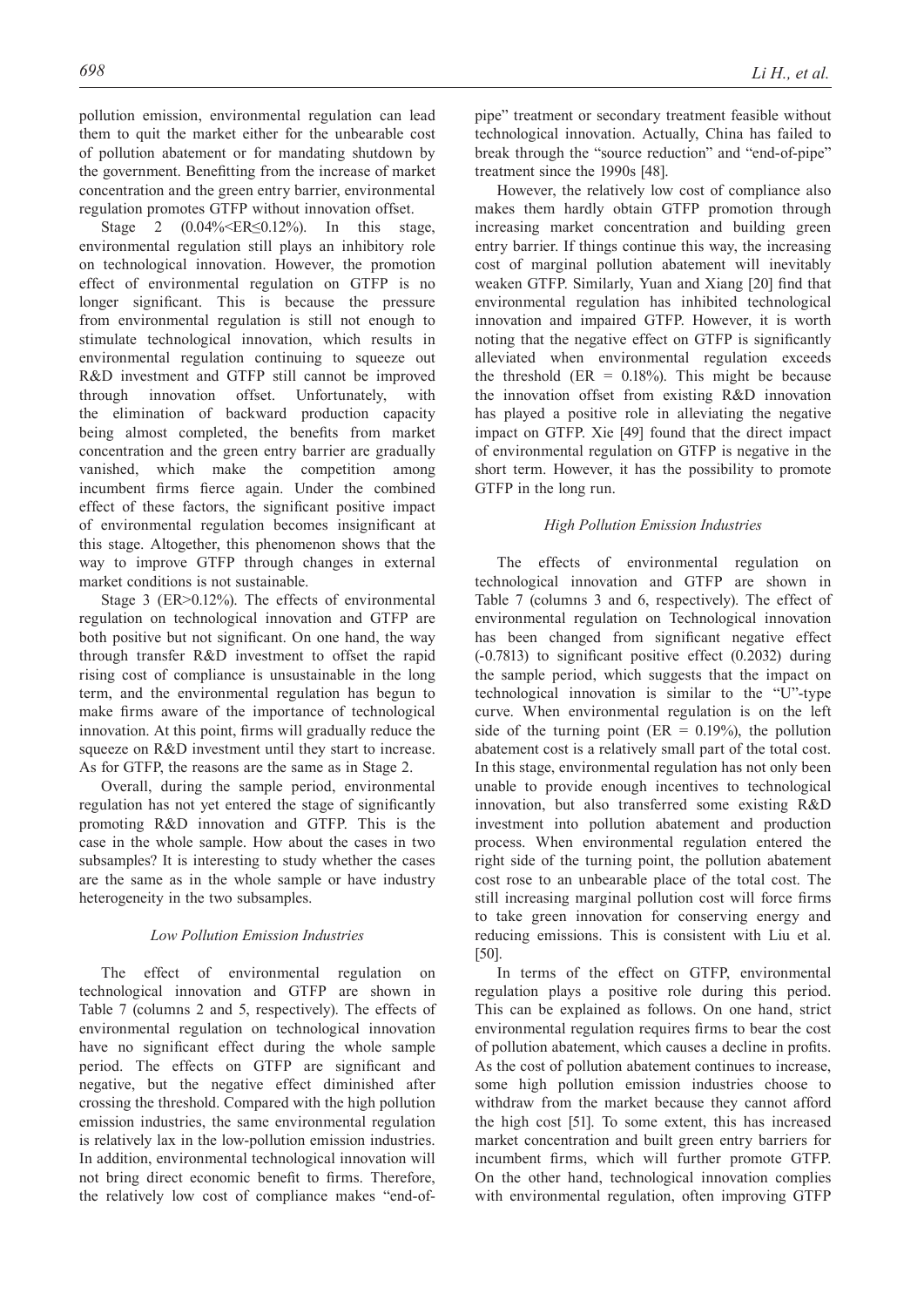pollution emission, environmental regulation can lead them to quit the market either for the unbearable cost of pollution abatement or for mandating shutdown by the government. Benefitting from the increase of market concentration and the green entry barrier, environmental regulation promotes GTFP without innovation offset.

Stage 2 (0.04%<ER≤0.12%). In this stage, environmental regulation still plays an inhibitory role on technological innovation. However, the promotion effect of environmental regulation on GTFP is no longer significant. This is because the pressure from environmental regulation is still not enough to stimulate technological innovation, which results in environmental regulation continuing to squeeze out R&D investment and GTFP still cannot be improved through innovation offset. Unfortunately, with the elimination of backward production capacity being almost completed, the benefits from market concentration and the green entry barrier are gradually vanished, which make the competition among incumbent firms fierce again. Under the combined effect of these factors, the significant positive impact of environmental regulation becomes insignificant at this stage. Altogether, this phenomenon shows that the way to improve GTFP through changes in external market conditions is not sustainable.

Stage 3 (ER>0.12%). The effects of environmental regulation on technological innovation and GTFP are both positive but not significant. On one hand, the way through transfer R&D investment to offset the rapid rising cost of compliance is unsustainable in the long term, and the environmental regulation has begun to make firms aware of the importance of technological innovation. At this point, firms will gradually reduce the squeeze on R&D investment until they start to increase. As for GTFP, the reasons are the same as in Stage 2.

Overall, during the sample period, environmental regulation has not yet entered the stage of significantly promoting R&D innovation and GTFP. This is the case in the whole sample. How about the cases in two subsamples? It is interesting to study whether the cases are the same as in the whole sample or have industry heterogeneity in the two subsamples.

### *Low Pollution Emission Industries*

The effect of environmental regulation on technological innovation and GTFP are shown in Table 7 (columns 2 and 5, respectively). The effects of environmental regulation on technological innovation have no significant effect during the whole sample period. The effects on GTFP are significant and negative, but the negative effect diminished after crossing the threshold. Compared with the high pollution emission industries, the same environmental regulation is relatively lax in the low-pollution emission industries. In addition, environmental technological innovation will not bring direct economic benefit to firms. Therefore, the relatively low cost of compliance makes "end-of-pipe" treatment or secondary treatment feasible without technological innovation. Actually, China has failed to break through the "source reduction" and "end-of-pipe" treatment since the 1990s [48].

However, the relatively low cost of compliance also makes them hardly obtain GTFP promotion through increasing market concentration and building green entry barrier. If things continue this way, the increasing cost of marginal pollution abatement will inevitably weaken GTFP. Similarly, Yuan and Xiang [20] find that environmental regulation has inhibited technological innovation and impaired GTFP. However, it is worth noting that the negative effect on GTFP is significantly alleviated when environmental regulation exceeds the threshold (ER = 0.18%). This might be because the innovation offset from existing R&D innovation has played a positive role in alleviating the negative impact on GTFP. Xie [49] found that the direct impact of environmental regulation on GTFP is negative in the short term. However, it has the possibility to promote GTFP in the long run.

### *High Pollution Emission Industries*

The effects of environmental regulation on technological innovation and GTFP are shown in Table 7 (columns 3 and 6, respectively). The effect of environmental regulation on Technological innovation has been changed from significant negative effect (-0.7813) to significant positive effect (0.2032) during the sample period, which suggests that the impact on technological innovation is similar to the "U"-type curve. When environmental regulation is on the left side of the turning point (ER = 0.19%), the pollution abatement cost is a relatively small part of the total cost. In this stage, environmental regulation has not only been unable to provide enough incentives to technological innovation, but also transferred some existing R&D investment into pollution abatement and production process. When environmental regulation entered the right side of the turning point, the pollution abatement cost rose to an unbearable place of the total cost. The still increasing marginal pollution cost will force firms to take green innovation for conserving energy and reducing emissions. This is consistent with Liu et al. [50].

In terms of the effect on GTFP, environmental regulation plays a positive role during this period. This can be explained as follows. On one hand, strict environmental regulation requires firms to bear the cost of pollution abatement, which causes a decline in profits. As the cost of pollution abatement continues to increase, some high pollution emission industries choose to withdraw from the market because they cannot afford the high cost [51]. To some extent, this has increased market concentration and built green entry barriers for incumbent firms, which will further promote GTFP. On the other hand, technological innovation complies with environmental regulation, often improving GTFP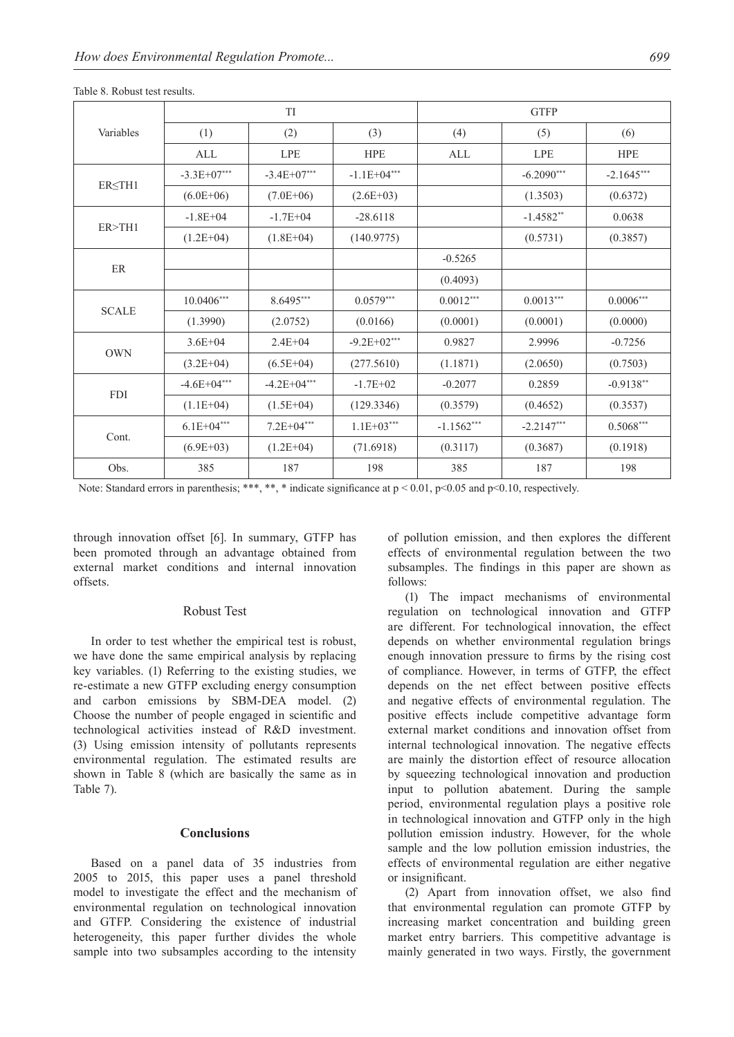Table 8. Robust test results.

| Variables | TI | | | GTFP | | |
|---|---|---|---|---|---|---|
| | (1) | (2) | (3) | (4) | (5) | (6) |
| | ALL | LPE | HPE | ALL | LPE | HPE |
| ER≤TH1 | -3.3E+07*** | -3.4E+07*** | -1.1E+04*** | | -6.2090*** | -2.1645*** |
| | (6.0E+06) | (7.0E+06) | (2.6E+03) | | (1.3503) | (0.6372) |
| ER>TH1 | -1.8E+04 | -1.7E+04 | -28.6118 | | -1.4582** | 0.0638 |
| | (1.2E+04) | (1.8E+04) | (140.9775) | | (0.5731) | (0.3857) |
| ER | | | | -0.5265 | | |
| | | | | (0.4093) | | |
| SCALE | 10.0406*** | 8.6495*** | 0.0579*** | 0.0012*** | 0.0013*** | 0.0006*** |
| | (1.3990) | (2.0752) | (0.0166) | (0.0001) | (0.0001) | (0.0000) |
| OWN | 3.6E+04 | 2.4E+04 | -9.2E+02*** | 0.9827 | 2.9996 | -0.7256 |
| | (3.2E+04) | (6.5E+04) | (277.5610) | (1.1871) | (2.0650) | (0.7503) |
| FDI | -4.6E+04*** | -4.2E+04*** | -1.7E+02 | -0.2077 | 0.2859 | -0.9138** |
| | (1.1E+04) | (1.5E+04) | (129.3346) | (0.3579) | (0.4652) | (0.3537) |
| Cont. | 6.1E+04*** | 7.2E+04*** | 1.1E+03*** | -1.1562*** | -2.2147*** | 0.5068*** |
| | (6.9E+03) | (1.2E+04) | (71.6918) | (0.3117) | (0.3687) | (0.1918) |
| Obs. | 385 | 187 | 198 | 385 | 187 | 198 |

Note: Standard errors in parenthesis; ***, **, * indicate significance at $p < 0.01$, $p<0.05$ and $p<0.10$, respectively.

through innovation offset [6]. In summary, GTFP has been promoted through an advantage obtained from external market conditions and internal innovation offsets.

## Robust Test

In order to test whether the empirical test is robust, we have done the same empirical analysis by replacing key variables. (1) Referring to the existing studies, we re-estimate a new GTFP excluding energy consumption and carbon emissions by SBM-DEA model. (2) Choose the number of people engaged in scientific and technological activities instead of R&D investment. (3) Using emission intensity of pollutants represents environmental regulation. The estimated results are shown in Table 8 (which are basically the same as in Table 7).

## Conclusions

Based on a panel data of 35 industries from 2005 to 2015, this paper uses a panel threshold model to investigate the effect and the mechanism of environmental regulation on technological innovation and GTFP. Considering the existence of industrial heterogeneity, this paper further divides the whole sample into two subsamples according to the intensity of pollution emission, and then explores the different effects of environmental regulation between the two subsamples. The findings in this paper are shown as follows:

(1) The impact mechanisms of environmental regulation on technological innovation and GTFP are different. For technological innovation, the effect depends on whether environmental regulation brings enough innovation pressure to firms by the rising cost of compliance. However, in terms of GTFP, the effect depends on the net effect between positive effects and negative effects of environmental regulation. The positive effects include competitive advantage form external market conditions and innovation offset from internal technological innovation. The negative effects are mainly the distortion effect of resource allocation by squeezing technological innovation and production input to pollution abatement. During the sample period, environmental regulation plays a positive role in technological innovation and GTFP only in the high pollution emission industry. However, for the whole sample and the low pollution emission industries, the effects of environmental regulation are either negative or insignificant.

(2) Apart from innovation offset, we also find that environmental regulation can promote GTFP by increasing market concentration and building green market entry barriers. This competitive advantage is mainly generated in two ways. Firstly, the government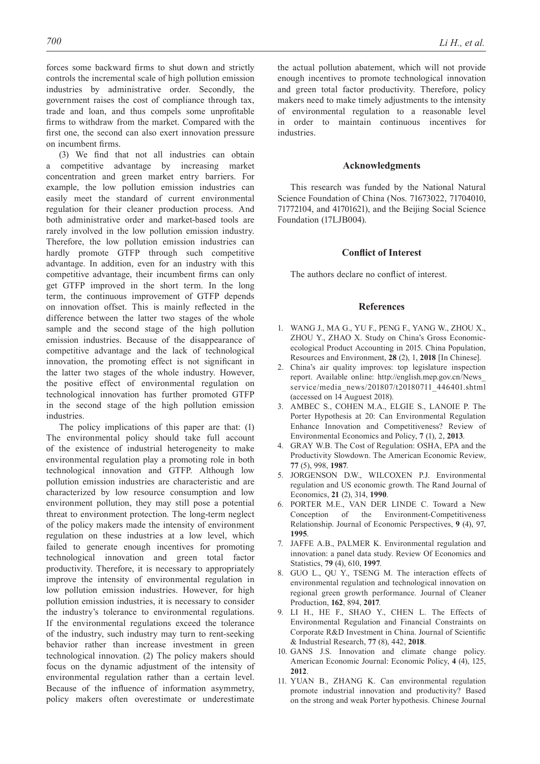forces some backward firms to shut down and strictly controls the incremental scale of high pollution emission industries by administrative order. Secondly, the government raises the cost of compliance through tax, trade and loan, and thus compels some unprofitable firms to withdraw from the market. Compared with the first one, the second can also exert innovation pressure on incumbent firms.

(3) We find that not all industries can obtain a competitive advantage by increasing market concentration and green market entry barriers. For example, the low pollution emission industries can easily meet the standard of current environmental regulation for their cleaner production process. And both administrative order and market-based tools are rarely involved in the low pollution emission industry. Therefore, the low pollution emission industries can hardly promote GTFP through such competitive advantage. In addition, even for an industry with this competitive advantage, their incumbent firms can only get GTFP improved in the short term. In the long term, the continuous improvement of GTFP depends on innovation offset. This is mainly reflected in the difference between the latter two stages of the whole sample and the second stage of the high pollution emission industries. Because of the disappearance of competitive advantage and the lack of technological innovation, the promoting effect is not significant in the latter two stages of the whole industry. However, the positive effect of environmental regulation on technological innovation has further promoted GTFP in the second stage of the high pollution emission industries.

The policy implications of this paper are that: (1) The environmental policy should take full account of the existence of industrial heterogeneity to make environmental regulation play a promoting role in both technological innovation and GTFP. Although low pollution emission industries are characteristic and are characterized by low resource consumption and low environment pollution, they may still pose a potential threat to environment protection. The long-term neglect of the policy makers made the intensity of environment regulation on these industries at a low level, which failed to generate enough incentives for promoting technological innovation and green total factor productivity. Therefore, it is necessary to appropriately improve the intensity of environmental regulation in low pollution emission industries. However, for high pollution emission industries, it is necessary to consider the industry's tolerance to environmental regulations. If the environmental regulations exceed the tolerance of the industry, such industry may turn to rent-seeking behavior rather than increase investment in green technological innovation. (2) The policy makers should focus on the dynamic adjustment of the intensity of environmental regulation rather than a certain level. Because of the influence of information asymmetry, policy makers often overestimate or underestimate the actual pollution abatement, which will not provide enough incentives to promote technological innovation and green total factor productivity. Therefore, policy makers need to make timely adjustments to the intensity of environmental regulation to a reasonable level in order to maintain continuous incentives for industries.

## Acknowledgments

This research was funded by the National Natural Science Foundation of China (Nos. 71673022, 71704010, 71772104, and 41701621), and the Beijing Social Science Foundation (17LJB004).

## Conflict of Interest

The authors declare no conflict of interest.

## References

1. WANG J., MA G., YU F., PENG F., YANG W., ZHOU X., ZHOU Y., ZHAO X. Study on China's Gross Economic-ecological Product Accounting in 2015. China Population, Resources and Environment, **28** (2), 1, **2018** [In Chinese].
2. China's air quality improves: top legislature inspection report. Available online: http://english.mep.gov.cn/News_service/media_news/201807/t20180711_446401.shtml (accessed on 14 Auguest 2018).
3. AMBEC S., COHEN M.A., ELGIE S., LANOIE P. The Porter Hypothesis at 20: Can Environmental Regulation Enhance Innovation and Competitiveness? Review of Environmental Economics and Policy, **7** (1), 2, **2013**.
4. GRAY W.B. The Cost of Regulation: OSHA, EPA and the Productivity Slowdown. The American Economic Review, **77** (5), 998, **1987**.
5. JORGENSON D.W., WILCOXEN P.J. Environmental regulation and US economic growth. The Rand Journal of Economics, **21** (2), 314, **1990**.
6. PORTER M.E., VAN DER LINDE C. Toward a New Conception of the Environment-Competitiveness Relationship. Journal of Economic Perspectives, **9** (4), 97, **1995**.
7. JAFFE A.B., PALMER K. Environmental regulation and innovation: a panel data study. Review Of Economics and Statistics, **79** (4), 610, **1997**.
8. GUO L., QU Y., TSENG M. The interaction effects of environmental regulation and technological innovation on regional green growth performance. Journal of Cleaner Production, **162**, 894, **2017**.
9. LI H., HE F., SHAO Y., CHEN L. The Effects of Environmental Regulation and Financial Constraints on Corporate R&D Investment in China. Journal of Scientific & Industrial Research, **77** (8), 442, **2018**.
10. GANS J.S. Innovation and climate change policy. American Economic Journal: Economic Policy, **4** (4), 125, **2012**.
11. YUAN B., ZHANG K. Can environmental regulation promote industrial innovation and productivity? Based on the strong and weak Porter hypothesis. Chinese Journal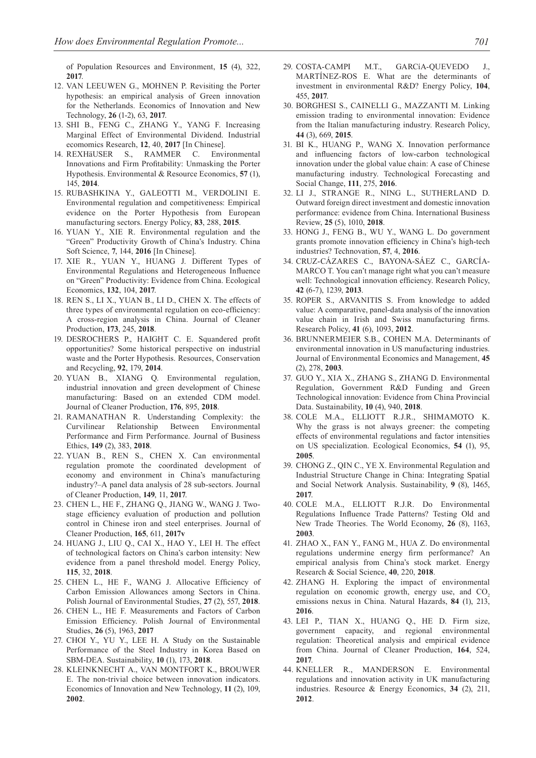of Population Resources and Environment, **15** (4), 322, **2017**.

12. VAN LEEUWEN G., MOHNEN P. Revisiting the Porter hypothesis: an empirical analysis of Green innovation for the Netherlands. Economics of Innovation and New Technology, **26** (1-2), 63, **2017**.
13. SHI B., FENG C., ZHANG Y., YANG F. Increasing Marginal Effect of Environmental Dividend. Industrial ecomomics Research, **12**, 40, **2017** [In Chinese].
14. REXHäUSER S., RAMMER C. Environmental Innovations and Firm Profitability: Unmasking the Porter Hypothesis. Environmental & Resource Economics, **57** (1), 145, **2014**.
15. RUBASHKINA Y., GALEOTTI M., VERDOLINI E. Environmental regulation and competitiveness: Empirical evidence on the Porter Hypothesis from European manufacturing sectors. Energy Policy, **83**, 288, **2015**.
16. YUAN Y., XIE R. Environmental regulation and the "Green" Productivity Growth of China's Industry. China Soft Science, **7**, 144, **2016** [In Chinese].
17. XIE R., YUAN Y., HUANG J. Different Types of Environmental Regulations and Heterogeneous Influence on "Green" Productivity: Evidence from China. Ecological Economics, **132**, 104, **2017**.
18. REN S., LI X., YUAN B., LI D., CHEN X. The effects of three types of environmental regulation on eco-efficiency: A cross-region analysis in China. Journal of Cleaner Production, **173**, 245, **2018**.
19. DESROCHERS P., HAIGHT C. E. Squandered profit opportunities? Some historical perspective on industrial waste and the Porter Hypothesis. Resources, Conservation and Recycling, **92**, 179, **2014**.
20. YUAN B., XIANG Q. Environmental regulation, industrial innovation and green development of Chinese manufacturing: Based on an extended CDM model. Journal of Cleaner Production, **176**, 895, **2018**.
21. RAMANATHAN R. Understanding Complexity: the Curvilinear Relationship Between Environmental Performance and Firm Performance. Journal of Business Ethics, **149** (2), 383, **2018**.
22. YUAN B., REN S., CHEN X. Can environmental regulation promote the coordinated development of economy and environment in China's manufacturing industry?–A panel data analysis of 28 sub-sectors. Journal of Cleaner Production, **149**, 11, **2017**.
23. CHEN L., HE F., ZHANG Q., JIANG W., WANG J. Two-stage efficiency evaluation of production and pollution control in Chinese iron and steel enterprises. Journal of Cleaner Production, **165**, 611, **2017v**
24. HUANG J., LIU Q., CAI X., HAO Y., LEI H. The effect of technological factors on China's carbon intensity: New evidence from a panel threshold model. Energy Policy, **115**, 32, **2018**.
25. CHEN L., HE F., WANG J. Allocative Efficiency of Carbon Emission Allowances among Sectors in China. Polish Journal of Environmental Studies, **27** (2), 557, **2018**.
26. CHEN L., HE F. Measurements and Factors of Carbon Emission Efficiency. Polish Journal of Environmental Studies, **26** (5), 1963, **2017**
27. CHOI Y., YU Y., LEE H. A Study on the Sustainable Performance of the Steel Industry in Korea Based on SBM-DEA. Sustainability, **10** (1), 173, **2018**.
28. KLEINKNECHT A., VAN MONTFORT K., BROUWER E. The non-trivial choice between innovation indicators. Economics of Innovation and New Technology, **11** (2), 109, **2002**.
29. COSTA-CAMPI M.T., GARCíA-QUEVEDO J., MARTÍNEZ-ROS E. What are the determinants of investment in environmental R&D? Energy Policy, **104**, 455, **2017**.
30. BORGHESI S., CAINELLI G., MAZZANTI M. Linking emission trading to environmental innovation: Evidence from the Italian manufacturing industry. Research Policy, **44** (3), 669, **2015**.
31. BI K., HUANG P., WANG X. Innovation performance and influencing factors of low-carbon technological innovation under the global value chain: A case of Chinese manufacturing industry. Technological Forecasting and Social Change, **111**, 275, **2016**.
32. LI J., STRANGE R., NING L., SUTHERLAND D. Outward foreign direct investment and domestic innovation performance: evidence from China. International Business Review, **25** (5), 1010, **2018**.
33. HONG J., FENG B., WU Y., WANG L. Do government grants promote innovation efficiency in China's high-tech industries? Technovation, **57**, 4, **2016**.
34. CRUZ-CÁZARES C., BAYONA-SÁEZ C., GARCÍA-MARCO T. You can't manage right what you can't measure well: Technological innovation efficiency. Research Policy, **42** (6-7), 1239, **2013**.
35. ROPER S., ARVANITIS S. From knowledge to added value: A comparative, panel-data analysis of the innovation value chain in Irish and Swiss manufacturing firms. Research Policy, **41** (6), 1093, **2012**.
36. BRUNNERMEIER S.B., COHEN M.A. Determinants of environmental innovation in US manufacturing industries. Journal of Environmental Economics and Management, **45** (2), 278, **2003**.
37. GUO Y., XIA X., ZHANG S., ZHANG D. Environmental Regulation, Government R&D Funding and Green Technological innovation: Evidence from China Provincial Data. Sustainability, **10** (4), 940, **2018**.
38. COLE M.A., ELLIOTT R.J.R., SHIMAMOTO K. Why the grass is not always greener: the competing effects of environmental regulations and factor intensities on US specialization. Ecological Economics, **54** (1), 95, **2005**.
39. CHONG Z., QIN C., YE X. Environmental Regulation and Industrial Structure Change in China: Integrating Spatial and Social Network Analysis. Sustainability, **9** (8), 1465, **2017**.
40. COLE M.A., ELLIOTT R.J.R. Do Environmental Regulations Influence Trade Patterns? Testing Old and New Trade Theories. The World Economy, **26** (8), 1163, **2003**.
41. ZHAO X., FAN Y., FANG M., HUA Z. Do environmental regulations undermine energy firm performance? An empirical analysis from China's stock market. Energy Research & Social Science, **40**, 220, **2018**.
42. ZHANG H. Exploring the impact of environmental regulation on economic growth, energy use, and $CO_2$ emissions nexus in China. Natural Hazards, **84** (1), 213, **2016**.
43. LEI P., TIAN X., HUANG Q., HE D. Firm size, government capacity, and regional environmental regulation: Theoretical analysis and empirical evidence from China. Journal of Cleaner Production, **164**, 524, **2017**.
44. KNELLER R., MANDERSON E. Environmental regulations and innovation activity in UK manufacturing industries. Resource & Energy Economics, **34** (2), 211, **2012**.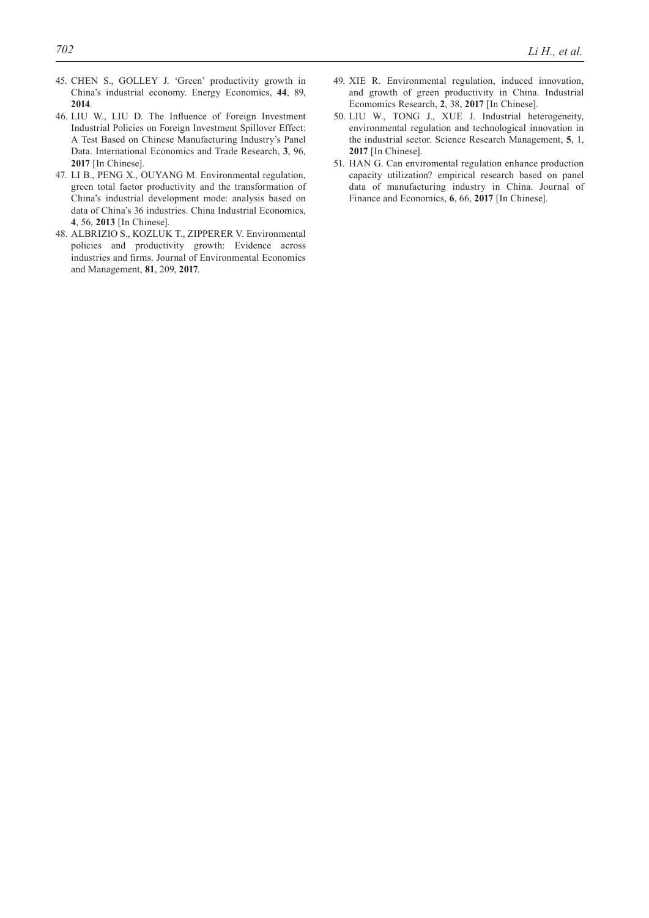45. CHEN S., GOLLEY J. 'Green' productivity growth in China's industrial economy. Energy Economics, **44**, 89, **2014**.
46. LIU W., LIU D. The Influence of Foreign Investment Industrial Policies on Foreign Investment Spillover Effect: A Test Based on Chinese Manufacturing Industry's Panel Data. International Economics and Trade Research, **3**, 96, **2017** [In Chinese].
47. LI B., PENG X., OUYANG M. Environmental regulation, green total factor productivity and the transformation of China's industrial development mode: analysis based on data of China's 36 industries. China Industrial Economics, **4**, 56, **2013** [In Chinese].
48. ALBRIZIO S., KOZLUK T., ZIPPERER V. Environmental policies and productivity growth: Evidence across industries and firms. Journal of Environmental Economics and Management, **81**, 209, **2017**.
49. XIE R. Environmental regulation, induced innovation, and growth of green productivity in China. Industrial Ecomomics Research, **2**, 38, **2017** [In Chinese].
50. LIU W., TONG J., XUE J. Industrial heterogeneity, environmental regulation and technological innovation in the industrial sector. Science Research Management, **5**, 1, **2017** [In Chinese].
51. HAN G. Can enviromental regulation enhance production capacity utilization? empirical research based on panel data of manufacturing industry in China. Journal of Finance and Economics, **6**, 66, **2017** [In Chinese].